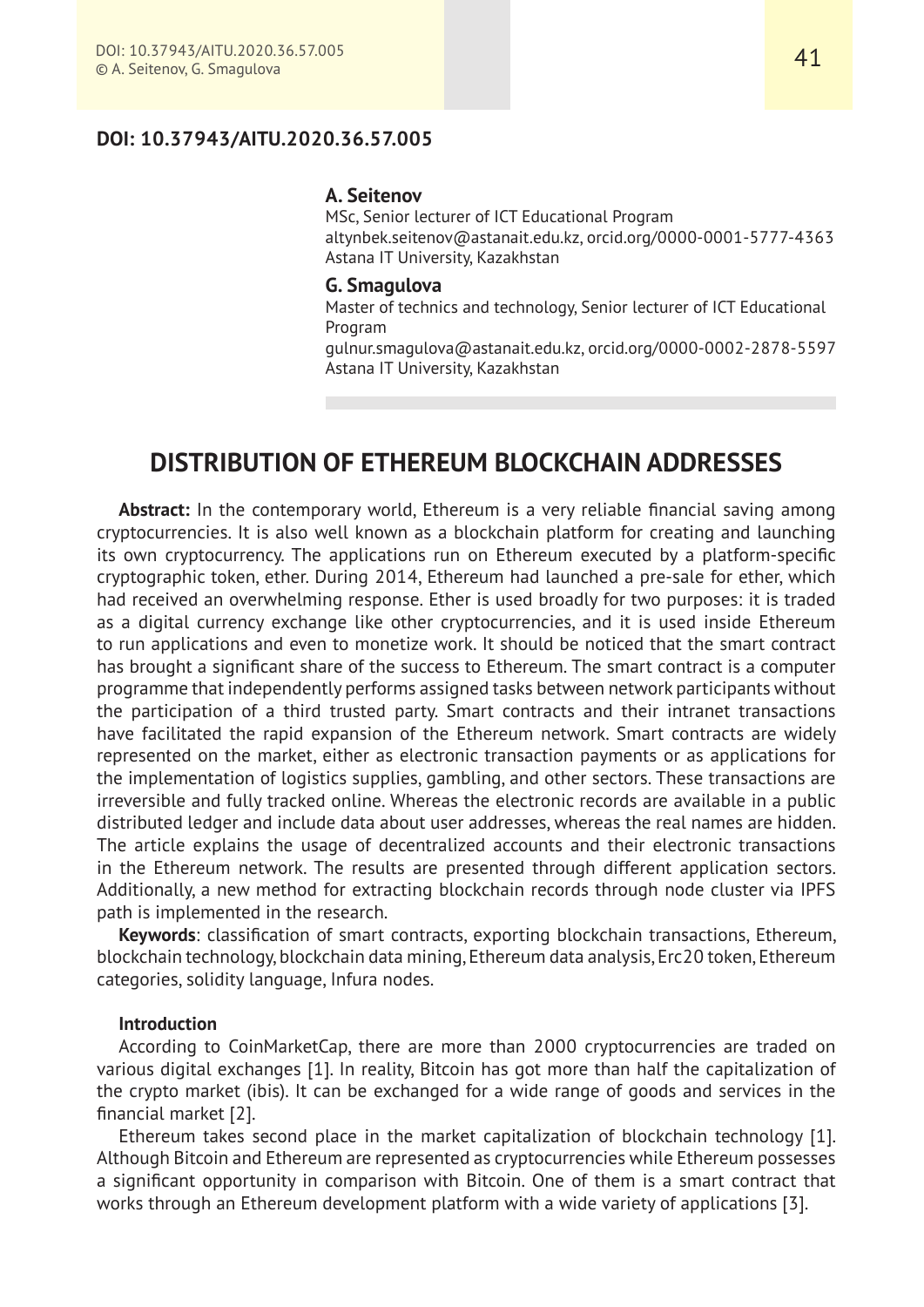**DOI: 10.37943/AITU.2020.36.57.005**

**A. Seitenov**
MSc, Senior lecturer of ICT Educational Program
altynbek.seitenov@astanait.edu.kz, orcid.org/0000-0001-5777-4363
Astana IT University, Kazakhstan

**G. Smagulova**
Master of technics and technology, Senior lecturer of ICT Educational Program
gulnur.smagulova@astanait.edu.kz, orcid.org/0000-0002-2878-5597
Astana IT University, Kazakhstan

# DISTRIBUTION OF ETHEREUM BLOCKCHAIN ADDRESSES

**Abstract:** In the contemporary world, Ethereum is a very reliable financial saving among cryptocurrencies. It is also well known as a blockchain platform for creating and launching its own cryptocurrency. The applications run on Ethereum executed by a platform-specific cryptographic token, ether. During 2014, Ethereum had launched a pre-sale for ether, which had received an overwhelming response. Ether is used broadly for two purposes: it is traded as a digital currency exchange like other cryptocurrencies, and it is used inside Ethereum to run applications and even to monetize work. It should be noticed that the smart contract has brought a significant share of the success to Ethereum. The smart contract is a computer programme that independently performs assigned tasks between network participants without the participation of a third trusted party. Smart contracts and their intranet transactions have facilitated the rapid expansion of the Ethereum network. Smart contracts are widely represented on the market, either as electronic transaction payments or as applications for the implementation of logistics supplies, gambling, and other sectors. These transactions are irreversible and fully tracked online. Whereas the electronic records are available in a public distributed ledger and include data about user addresses, whereas the real names are hidden. The article explains the usage of decentralized accounts and their electronic transactions in the Ethereum network. The results are presented through different application sectors. Additionally, a new method for extracting blockchain records through node cluster via IPFS path is implemented in the research.

**Keywords**: classification of smart contracts, exporting blockchain transactions, Ethereum, blockchain technology, blockchain data mining, Ethereum data analysis, Erc20 token, Ethereum categories, solidity language, Infura nodes.

### Introduction

According to CoinMarketCap, there are more than 2000 cryptocurrencies are traded on various digital exchanges [1]. In reality, Bitcoin has got more than half the capitalization of the crypto market (ibis). It can be exchanged for a wide range of goods and services in the financial market [2].

Ethereum takes second place in the market capitalization of blockchain technology [1]. Although Bitcoin and Ethereum are represented as cryptocurrencies while Ethereum possesses a significant opportunity in comparison with Bitcoin. One of them is a smart contract that works through an Ethereum development platform with a wide variety of applications [3].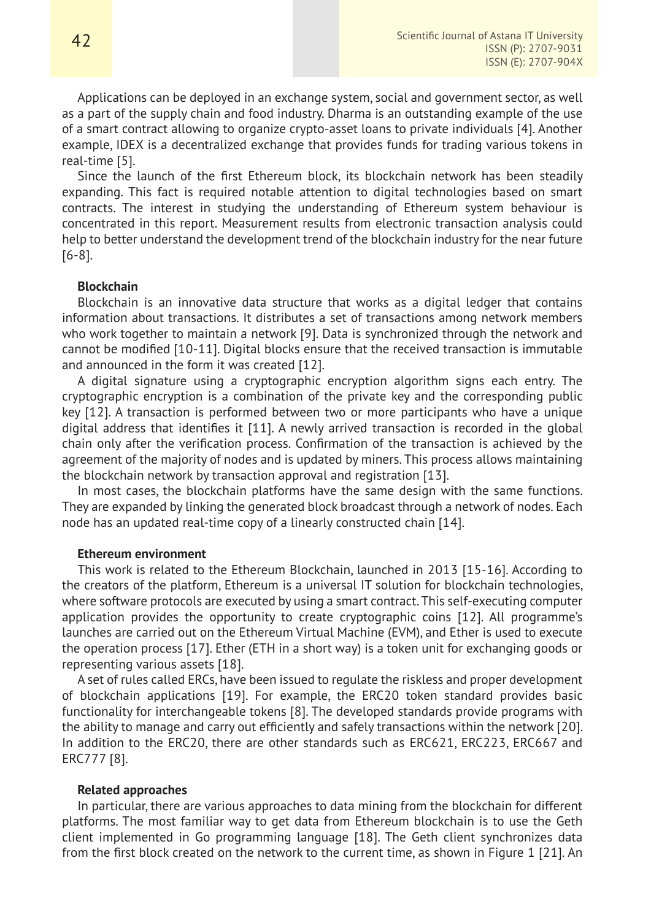Applications can be deployed in an exchange system, social and government sector, as well as a part of the supply chain and food industry. Dharma is an outstanding example of the use of a smart contract allowing to organize crypto-asset loans to private individuals [4]. Another example, IDEX is a decentralized exchange that provides funds for trading various tokens in real-time [5].

Since the launch of the first Ethereum block, its blockchain network has been steadily expanding. This fact is required notable attention to digital technologies based on smart contracts. The interest in studying the understanding of Ethereum system behaviour is concentrated in this report. Measurement results from electronic transaction analysis could help to better understand the development trend of the blockchain industry for the near future [6-8].

**Blockchain**

Blockchain is an innovative data structure that works as a digital ledger that contains information about transactions. It distributes a set of transactions among network members who work together to maintain a network [9]. Data is synchronized through the network and cannot be modified [10-11]. Digital blocks ensure that the received transaction is immutable and announced in the form it was created [12].

A digital signature using a cryptographic encryption algorithm signs each entry. The cryptographic encryption is a combination of the private key and the corresponding public key [12]. A transaction is performed between two or more participants who have a unique digital address that identifies it [11]. A newly arrived transaction is recorded in the global chain only after the verification process. Confirmation of the transaction is achieved by the agreement of the majority of nodes and is updated by miners. This process allows maintaining the blockchain network by transaction approval and registration [13].

In most cases, the blockchain platforms have the same design with the same functions. They are expanded by linking the generated block broadcast through a network of nodes. Each node has an updated real-time copy of a linearly constructed chain [14].

**Ethereum environment**

This work is related to the Ethereum Blockchain, launched in 2013 [15-16]. According to the creators of the platform, Ethereum is a universal IT solution for blockchain technologies, where software protocols are executed by using a smart contract. This self-executing computer application provides the opportunity to create cryptographic coins [12]. All programme's launches are carried out on the Ethereum Virtual Machine (EVM), and Ether is used to execute the operation process [17]. Ether (ETH in a short way) is a token unit for exchanging goods or representing various assets [18].

A set of rules called ERCs, have been issued to regulate the riskless and proper development of blockchain applications [19]. For example, the ERC20 token standard provides basic functionality for interchangeable tokens [8]. The developed standards provide programs with the ability to manage and carry out efficiently and safely transactions within the network [20]. In addition to the ERC20, there are other standards such as ERC621, ERC223, ERC667 and ERC777 [8].

**Related approaches**

In particular, there are various approaches to data mining from the blockchain for different platforms. The most familiar way to get data from Ethereum blockchain is to use the Geth client implemented in Go programming language [18]. The Geth client synchronizes data from the first block created on the network to the current time, as shown in Figure 1 [21]. An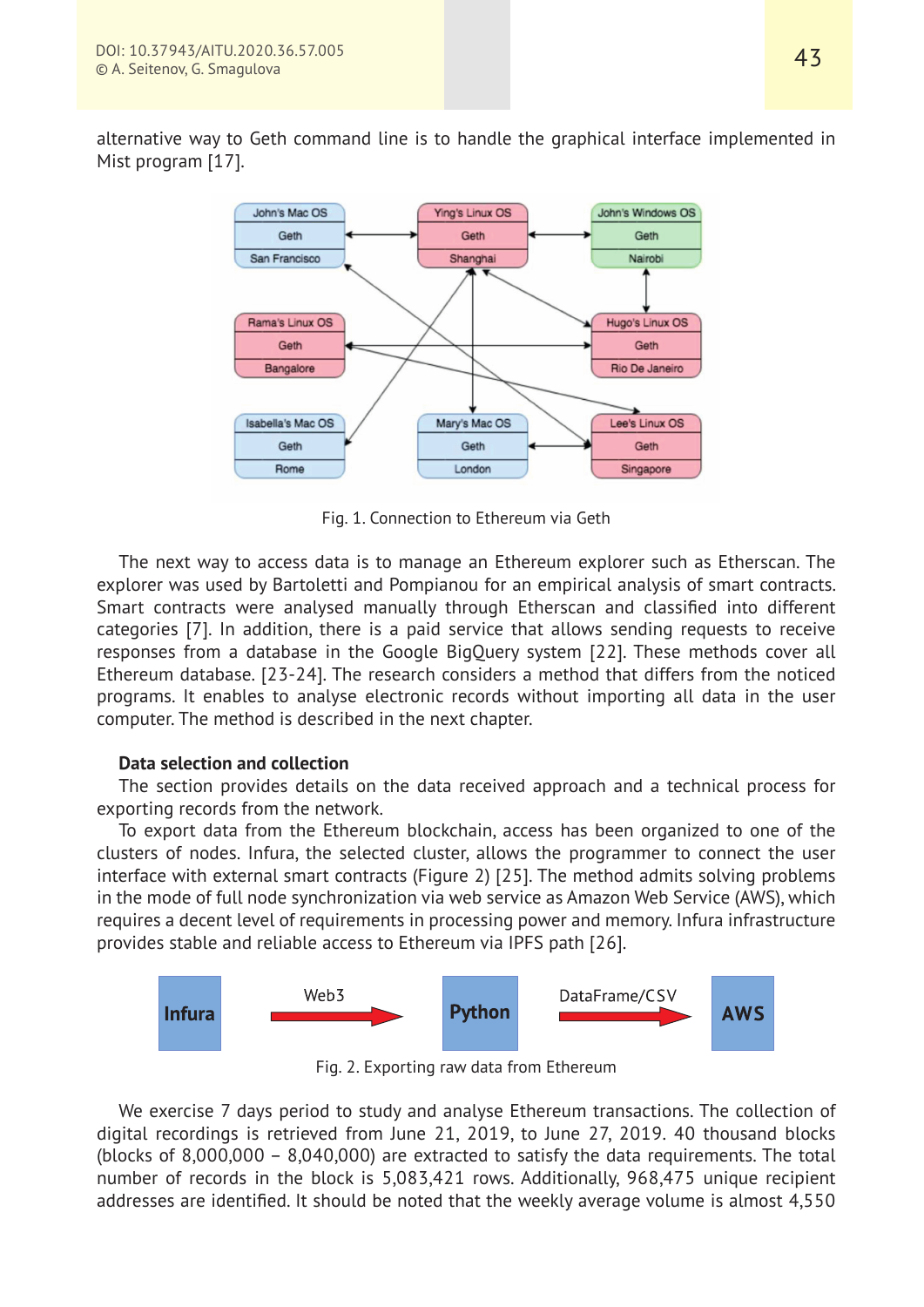alternative way to Geth command line is to handle the graphical interface implemented in Mist program [17].

Fig. 1. Connection to Ethereum via Geth

The next way to access data is to manage an Ethereum explorer such as Etherscan. The explorer was used by Bartoletti and Pompianou for an empirical analysis of smart contracts. Smart contracts were analysed manually through Etherscan and classified into different categories [7]. In addition, there is a paid service that allows sending requests to receive responses from a database in the Google BigQuery system [22]. These methods cover all Ethereum database. [23-24]. The research considers a method that differs from the noticed programs. It enables to analyse electronic records without importing all data in the user computer. The method is described in the next chapter.

**Data selection and collection**

The section provides details on the data received approach and a technical process for exporting records from the network.

To export data from the Ethereum blockchain, access has been organized to one of the clusters of nodes. Infura, the selected cluster, allows the programmer to connect the user interface with external smart contracts (Figure 2) [25]. The method admits solving problems in the mode of full node synchronization via web service as Amazon Web Service (AWS), which requires a decent level of requirements in processing power and memory. Infura infrastructure provides stable and reliable access to Ethereum via IPFS path [26].

Fig. 2. Exporting raw data from Ethereum

We exercise 7 days period to study and analyse Ethereum transactions. The collection of digital recordings is retrieved from June 21, 2019, to June 27, 2019. 40 thousand blocks (blocks of 8,000,000 – 8,040,000) are extracted to satisfy the data requirements. The total number of records in the block is 5,083,421 rows. Additionally, 968,475 unique recipient addresses are identified. It should be noted that the weekly average volume is almost 4,550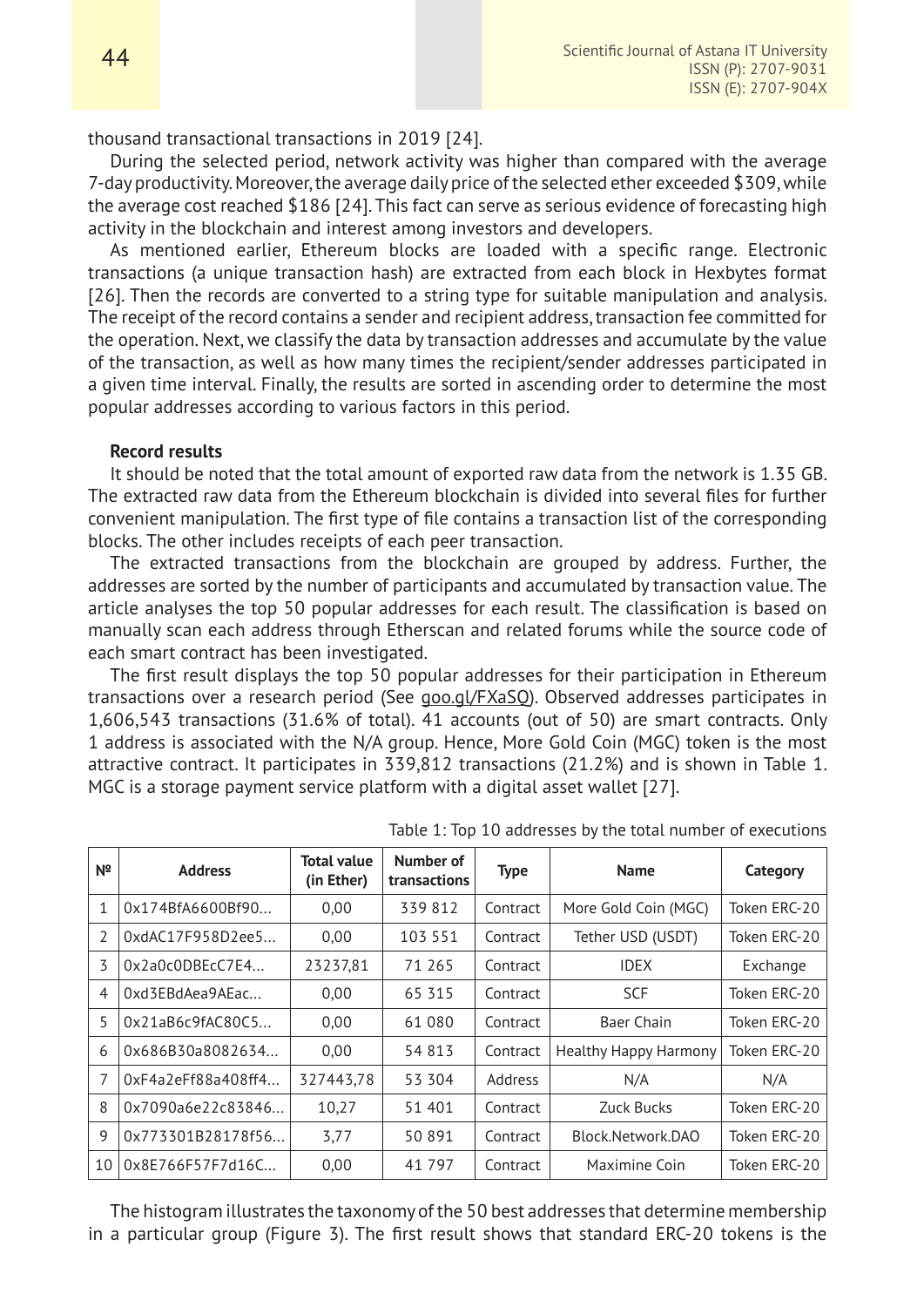thousand transactional transactions in 2019 [24].

During the selected period, network activity was higher than compared with the average 7-day productivity. Moreover, the average daily price of the selected ether exceeded $309, while the average cost reached $186 [24]. This fact can serve as serious evidence of forecasting high activity in the blockchain and interest among investors and developers.

As mentioned earlier, Ethereum blocks are loaded with a specific range. Electronic transactions (a unique transaction hash) are extracted from each block in Hexbytes format [26]. Then the records are converted to a string type for suitable manipulation and analysis. The receipt of the record contains a sender and recipient address, transaction fee committed for the operation. Next, we classify the data by transaction addresses and accumulate by the value of the transaction, as well as how many times the recipient/sender addresses participated in a given time interval. Finally, the results are sorted in ascending order to determine the most popular addresses according to various factors in this period.

**Record results**

It should be noted that the total amount of exported raw data from the network is 1.35 GB. The extracted raw data from the Ethereum blockchain is divided into several files for further convenient manipulation. The first type of file contains a transaction list of the corresponding blocks. The other includes receipts of each peer transaction.

The extracted transactions from the blockchain are grouped by address. Further, the addresses are sorted by the number of participants and accumulated by transaction value. The article analyses the top 50 popular addresses for each result. The classification is based on manually scan each address through Etherscan and related forums while the source code of each smart contract has been investigated.

The first result displays the top 50 popular addresses for their participation in Ethereum transactions over a research period (See goo.gl/FXaSQ). Observed addresses participates in 1,606,543 transactions (31.6% of total). 41 accounts (out of 50) are smart contracts. Only 1 address is associated with the N/A group. Hence, More Gold Coin (MGC) token is the most attractive contract. It participates in 339,812 transactions (21.2%) and is shown in Table 1. MGC is a storage payment service platform with a digital asset wallet [27].

Table 1: Top 10 addresses by the total number of executions

| № | Address | Total value (in Ether) | Number of transactions | Type | Name | Category |
|---|---|---|---|---|---|---|
| 1 | 0x174BfA6600Bf90... | 0,00 | 339 812 | Contract | More Gold Coin (MGC) | Token ERC-20 |
| 2 | 0xdAC17F958D2ee5... | 0,00 | 103 551 | Contract | Tether USD (USDT) | Token ERC-20 |
| 3 | 0x2a0c0DBEcC7E4... | 23237,81 | 71 265 | Contract | IDEX | Exchange |
| 4 | 0xd3EBdAea9AEac... | 0,00 | 65 315 | Contract | SCF | Token ERC-20 |
| 5 | 0x21aB6c9fAC80C5... | 0,00 | 61 080 | Contract | Baer Chain | Token ERC-20 |
| 6 | 0x686B30a8082634... | 0,00 | 54 813 | Contract | Healthy Happy Harmony | Token ERC-20 |
| 7 | 0xF4a2eFf88a408ff4... | 327443,78 | 53 304 | Address | N/A | N/A |
| 8 | 0x7090a6e22c83846... | 10,27 | 51 401 | Contract | Zuck Bucks | Token ERC-20 |
| 9 | 0x773301B28178f56... | 3,77 | 50 891 | Contract | Block.Network.DAO | Token ERC-20 |
| 10 | 0x8E766F57F7d16C... | 0,00 | 41 797 | Contract | Maximine Coin | Token ERC-20 |

The histogram illustrates the taxonomy of the 50 best addresses that determine membership in a particular group (Figure 3). The first result shows that standard ERC-20 tokens is the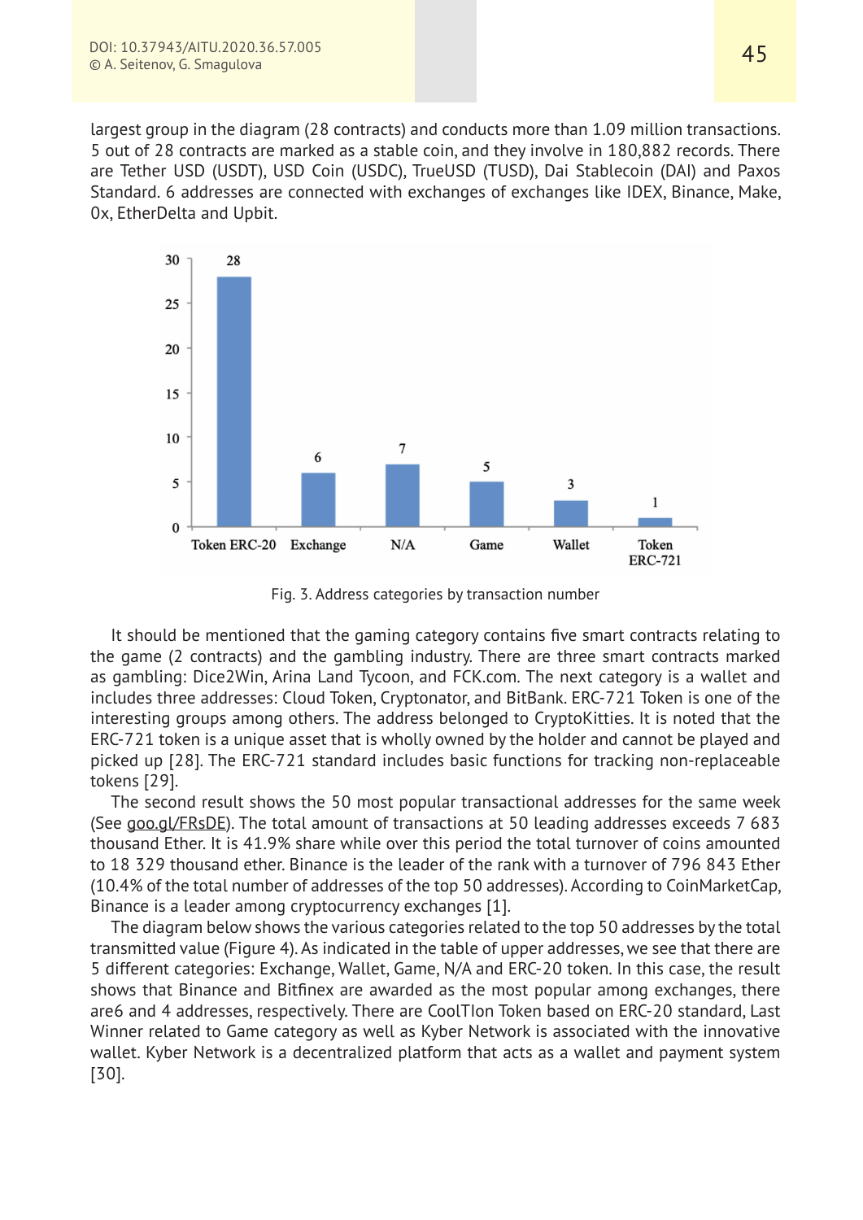largest group in the diagram (28 contracts) and conducts more than 1.09 million transactions. 5 out of 28 contracts are marked as a stable coin, and they involve in 180,882 records. There are Tether USD (USDT), USD Coin (USDC), TrueUSD (TUSD), Dai Stablecoin (DAI) and Paxos Standard. 6 addresses are connected with exchanges of exchanges like IDEX, Binance, Make, 0x, EtherDelta and Upbit.

| Category | Number |
|---|---|
| Token ERC-20 | 28 |
| Exchange | 6 |
| N/A | 7 |
| Game | 5 |
| Wallet | 3 |
| Token ERC-721 | 1 |

Fig. 3. Address categories by transaction number

It should be mentioned that the gaming category contains five smart contracts relating to the game (2 contracts) and the gambling industry. There are three smart contracts marked as gambling: Dice2Win, Arina Land Tycoon, and FCK.com. The next category is a wallet and includes three addresses: Cloud Token, Cryptonator, and BitBank. ERC-721 Token is one of the interesting groups among others. The address belonged to CryptoKitties. It is noted that the ERC-721 token is a unique asset that is wholly owned by the holder and cannot be played and picked up [28]. The ERC-721 standard includes basic functions for tracking non-replaceable tokens [29].

The second result shows the 50 most popular transactional addresses for the same week (See goo.gl/FRsDE). The total amount of transactions at 50 leading addresses exceeds 7 683 thousand Ether. It is 41.9% share while over this period the total turnover of coins amounted to 18 329 thousand ether. Binance is the leader of the rank with a turnover of 796 843 Ether (10.4% of the total number of addresses of the top 50 addresses). According to CoinMarketCap, Binance is a leader among cryptocurrency exchanges [1].

The diagram below shows the various categories related to the top 50 addresses by the total transmitted value (Figure 4). As indicated in the table of upper addresses, we see that there are 5 different categories: Exchange, Wallet, Game, N/A and ERC-20 token. In this case, the result shows that Binance and Bitfinex are awarded as the most popular among exchanges, there are6 and 4 addresses, respectively. There are CoolTIon Token based on ERC-20 standard, Last Winner related to Game category as well as Kyber Network is associated with the innovative wallet. Kyber Network is a decentralized platform that acts as a wallet and payment system [30].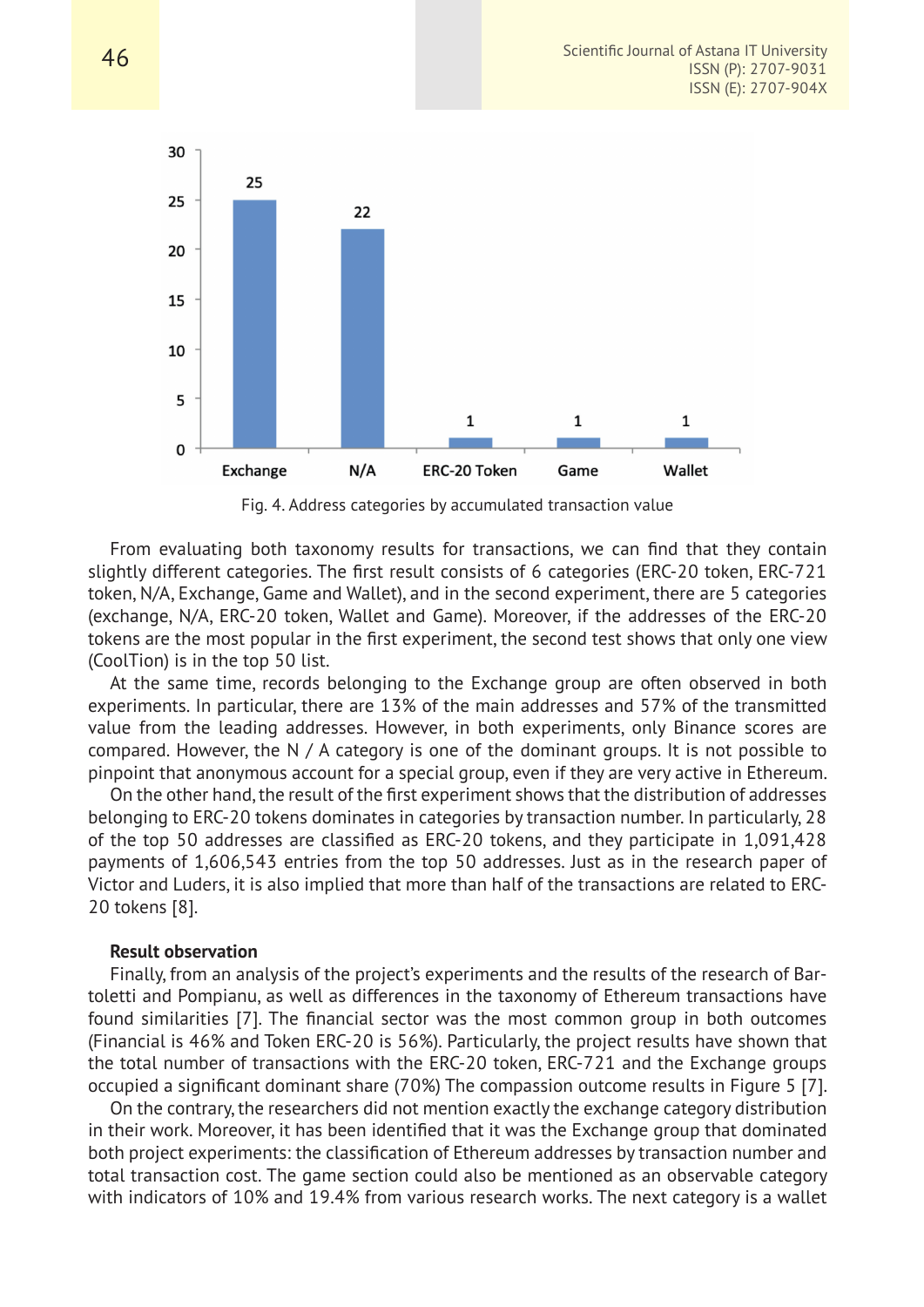Fig. 4. Address categories by accumulated transaction value

From evaluating both taxonomy results for transactions, we can find that they contain slightly different categories. The first result consists of 6 categories (ERC-20 token, ERC-721 token, N/A, Exchange, Game and Wallet), and in the second experiment, there are 5 categories (exchange, N/A, ERC-20 token, Wallet and Game). Moreover, if the addresses of the ERC-20 tokens are the most popular in the first experiment, the second test shows that only one view (CoolTion) is in the top 50 list.

At the same time, records belonging to the Exchange group are often observed in both experiments. In particular, there are 13% of the main addresses and 57% of the transmitted value from the leading addresses. However, in both experiments, only Binance scores are compared. However, the N / A category is one of the dominant groups. It is not possible to pinpoint that anonymous account for a special group, even if they are very active in Ethereum.

On the other hand, the result of the first experiment shows that the distribution of addresses belonging to ERC-20 tokens dominates in categories by transaction number. In particularly, 28 of the top 50 addresses are classified as ERC-20 tokens, and they participate in 1,091,428 payments of 1,606,543 entries from the top 50 addresses. Just as in the research paper of Victor and Luders, it is also implied that more than half of the transactions are related to ERC-20 tokens [8].

**Result observation**

Finally, from an analysis of the project's experiments and the results of the research of Bartoletti and Pompianu, as well as differences in the taxonomy of Ethereum transactions have found similarities [7]. The financial sector was the most common group in both outcomes (Financial is 46% and Token ERC-20 is 56%). Particularly, the project results have shown that the total number of transactions with the ERC-20 token, ERC-721 and the Exchange groups occupied a significant dominant share (70%) The compassion outcome results in Figure 5 [7].

On the contrary, the researchers did not mention exactly the exchange category distribution in their work. Moreover, it has been identified that it was the Exchange group that dominated both project experiments: the classification of Ethereum addresses by transaction number and total transaction cost. The game section could also be mentioned as an observable category with indicators of 10% and 19.4% from various research works. The next category is a wallet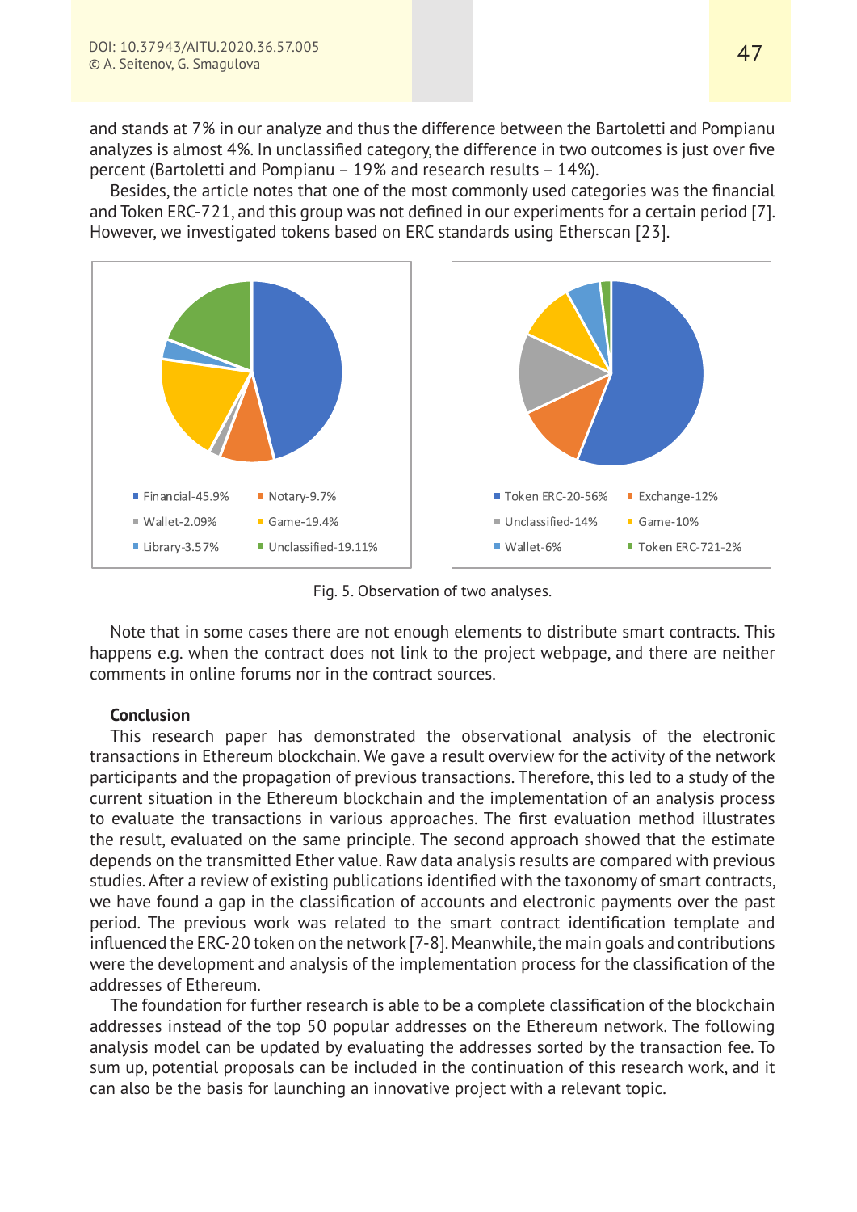and stands at 7% in our analyze and thus the difference between the Bartoletti and Pompianu analyzes is almost 4%. In unclassified category, the difference in two outcomes is just over five percent (Bartoletti and Pompianu – 19% and research results – 14%).

Besides, the article notes that one of the most commonly used categories was the financial and Token ERC-721, and this group was not defined in our experiments for a certain period [7]. However, we investigated tokens based on ERC standards using Etherscan [23].

Financial-45.9% · Notary-9.7% · Wallet-2.09% · Game-19.4% · Library-3.57% · Unclassified-19.11%

Token ERC-20-56% · Exchange-12% · Unclassified-14% · Game-10% · Wallet-6% · Token ERC-721-2%

Fig. 5. Observation of two analyses.

Note that in some cases there are not enough elements to distribute smart contracts. This happens e.g. when the contract does not link to the project webpage, and there are neither comments in online forums nor in the contract sources.

**Conclusion**

This research paper has demonstrated the observational analysis of the electronic transactions in Ethereum blockchain. We gave a result overview for the activity of the network participants and the propagation of previous transactions. Therefore, this led to a study of the current situation in the Ethereum blockchain and the implementation of an analysis process to evaluate the transactions in various approaches. The first evaluation method illustrates the result, evaluated on the same principle. The second approach showed that the estimate depends on the transmitted Ether value. Raw data analysis results are compared with previous studies. After a review of existing publications identified with the taxonomy of smart contracts, we have found a gap in the classification of accounts and electronic payments over the past period. The previous work was related to the smart contract identification template and influenced the ERC-20 token on the network [7-8]. Meanwhile, the main goals and contributions were the development and analysis of the implementation process for the classification of the addresses of Ethereum.

The foundation for further research is able to be a complete classification of the blockchain addresses instead of the top 50 popular addresses on the Ethereum network. The following analysis model can be updated by evaluating the addresses sorted by the transaction fee. To sum up, potential proposals can be included in the continuation of this research work, and it can also be the basis for launching an innovative project with a relevant topic.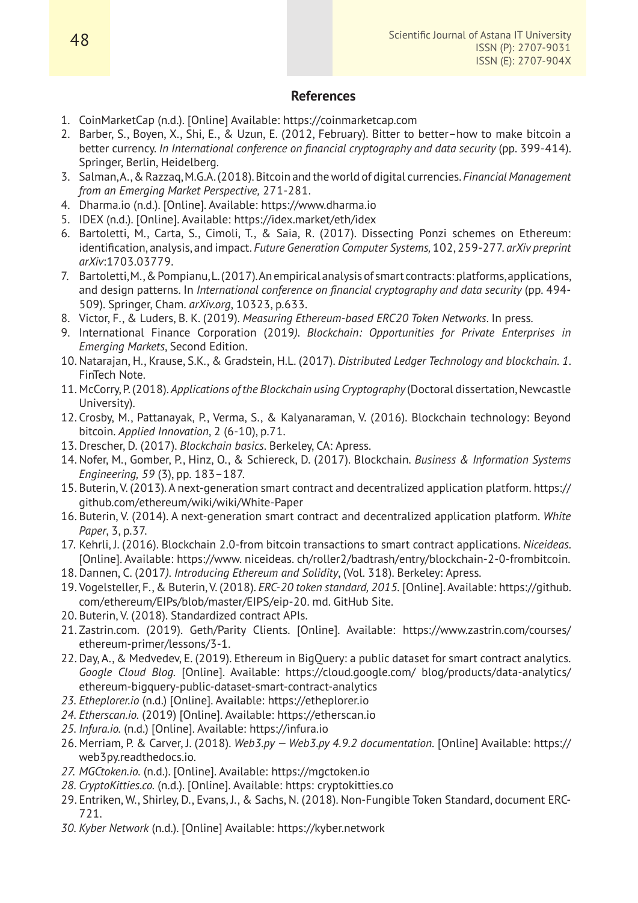## References

1. CoinMarketCap (n.d.). [Online] Available: https://coinmarketcap.com
2. Barber, S., Boyen, X., Shi, E., & Uzun, E. (2012, February). Bitter to better–how to make bitcoin a better currency. *In International conference on financial cryptography and data security* (pp. 399-414). Springer, Berlin, Heidelberg.
3. Salman, A., & Razzaq, M.G.A. (2018). Bitcoin and the world of digital currencies. *Financial Management from an Emerging Market Perspective,* 271-281.
4. Dharma.io (n.d.). [Online]. Available: https://www.dharma.io
5. IDEX (n.d.). [Online]. Available: https://idex.market/eth/idex
6. Bartoletti, M., Carta, S., Cimoli, T., & Saia, R. (2017). Dissecting Ponzi schemes on Ethereum: identification, analysis, and impact. *Future Generation Computer Systems,* 102, 259-277. *arXiv preprint arXiv*:1703.03779.
7. Bartoletti, M., & Pompianu, L. (2017). An empirical analysis of smart contracts: platforms, applications, and design patterns. In *International conference on financial cryptography and data security* (pp. 494-509). Springer, Cham. *arXiv.org*, 10323, p.633.
8. Victor, F., & Luders, B. K. (2019). *Measuring Ethereum-based ERC20 Token Networks*. In press.
9. International Finance Corporation (2019*). Blockchain: Opportunities for Private Enterprises in Emerging Markets*, Second Edition.
10. Natarajan, H., Krause, S.K., & Gradstein, H.L. (2017). *Distributed Ledger Technology and blockchain. 1*. FinTech Note.
11. McCorry, P. (2018). *Applications of the Blockchain using Cryptography* (Doctoral dissertation, Newcastle University).
12. Crosby, M., Pattanayak, P., Verma, S., & Kalyanaraman, V. (2016). Blockchain technology: Beyond bitcoin. *Applied Innovation*, 2 (6-10), p.71.
13. Drescher, D. (2017). *Blockchain basics*. Berkeley, CA: Apress.
14. Nofer, M., Gomber, P., Hinz, O., & Schiereck, D. (2017). Blockchain. *Business & Information Systems Engineering, 59* (3), pp. 183–187.
15. Buterin, V. (2013). A next-generation smart contract and decentralized application platform. https://github.com/ethereum/wiki/wiki/White-Paper
16. Buterin, V. (2014). A next-generation smart contract and decentralized application platform. *White Paper*, 3, p.37.
17. Kehrli, J. (2016). Blockchain 2.0-from bitcoin transactions to smart contract applications. *Niceideas*. [Online]. Available: https://www. niceideas. ch/roller2/badtrash/entry/blockchain-2-0-frombitcoin.
18. Dannen, C. (2017*). Introducing Ethereum and Solidity*, (Vol. 318). Berkeley: Apress.
19. Vogelsteller, F., & Buterin, V. (2018). *ERC-20 token standard, 2015*. [Online]. Available: https://github.com/ethereum/EIPs/blob/master/EIPS/eip-20. md. GitHub Site.
20. Buterin, V. (2018). Standardized contract APIs.
21. Zastrin.com. (2019). Geth/Parity Clients. [Online]. Available: https://www.zastrin.com/courses/ethereum-primer/lessons/3-1.
22. Day, A., & Medvedev, E. (2019). Ethereum in BigQuery: a public dataset for smart contract analytics. *Google Cloud Blog.* [Online]. Available: https://cloud.google.com/ blog/products/data-analytics/ethereum-bigquery-public-dataset-smart-contract-analytics
23. *Etheplorer.io* (n.d.) [Online]. Available: https://etheplorer.io
24. *Etherscan.io.* (2019) [Online]. Available: https://etherscan.io
25. *Infura.io.* (n.d.) [Online]. Available: https://infura.io
26. Merriam, P. & Carver, J. (2018). *Web3.py — Web3.py 4.9.2 documentation*. [Online] Available: https://web3py.readthedocs.io.
27. *MGCtoken.io.* (n.d.). [Online]. Available: https://mgctoken.io
28. *CryptoKitties.co.* (n.d.). [Online]. Available: https: cryptokitties.co
29. Entriken, W., Shirley, D., Evans, J., & Sachs, N. (2018). Non-Fungible Token Standard, document ERC-721.
30. *Kyber Network* (n.d.). [Online] Available: https://kyber.network